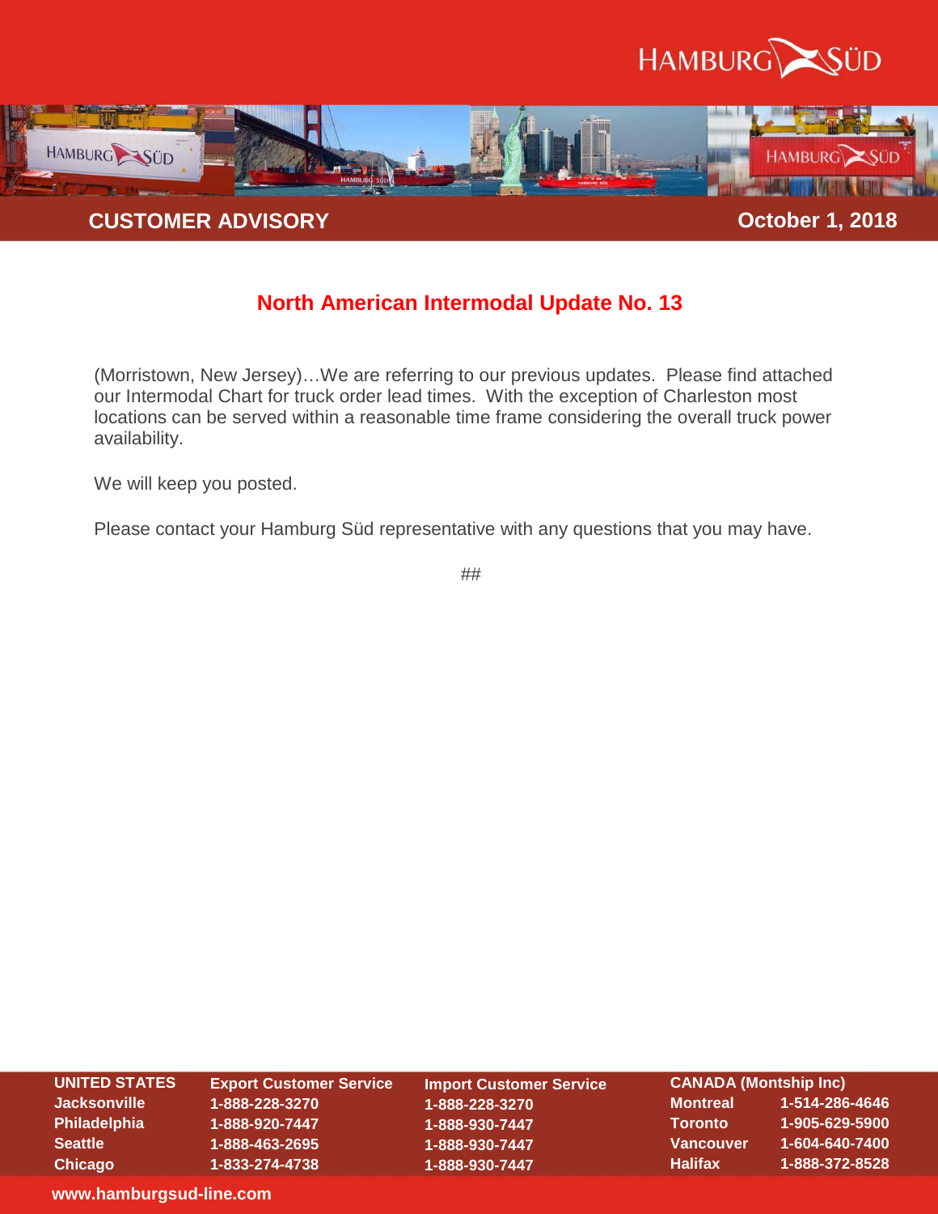HAMBURG SÜD

**CUSTOMER ADVISORY** — **October 1, 2018**

## North American Intermodal Update No. 13

(Morristown, New Jersey)…We are referring to our previous updates. Please find attached our Intermodal Chart for truck order lead times. With the exception of Charleston most locations can be served within a reasonable time frame considering the overall truck power availability.

We will keep you posted.

Please contact your Hamburg Süd representative with any questions that you may have.

##

| UNITED STATES | Export Customer Service | Import Customer Service |
|---|---|---|
| Jacksonville | 1-888-228-3270 | 1-888-228-3270 |
| Philadelphia | 1-888-920-7447 | 1-888-930-7447 |
| Seattle | 1-888-463-2695 | 1-888-930-7447 |
| Chicago | 1-833-274-4738 | 1-888-930-7447 |

| CANADA (Montship Inc) | |
|---|---|
| Montreal | 1-514-286-4646 |
| Toronto | 1-905-629-5900 |
| Vancouver | 1-604-640-7400 |
| Halifax | 1-888-372-8528 |

www.hamburgsud-line.com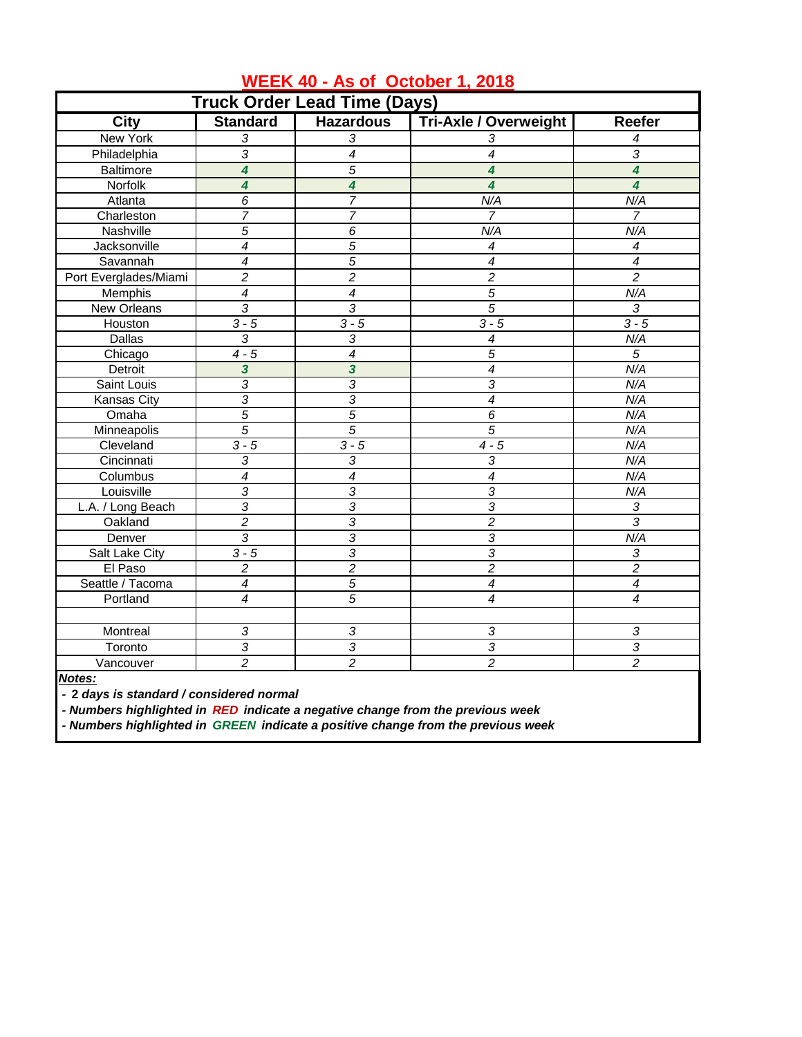## WEEK 40 - As of October 1, 2018

| Truck Order Lead Time (Days) | | | | |
|---|---|---|---|---|
| **City** | **Standard** | **Hazardous** | **Tri-Axle / Overweight** | **Reefer** |
| New York | *3* | *3* | *3* | *4* |
| Philadelphia | *3* | *4* | *4* | *3* |
| Baltimore | ***4*** | *5* | ***4*** | ***4*** |
| Norfolk | ***4*** | ***4*** | ***4*** | ***4*** |
| Atlanta | *6* | *7* | *N/A* | *N/A* |
| Charleston | *7* | *7* | *7* | *7* |
| Nashville | *5* | *6* | *N/A* | *N/A* |
| Jacksonville | *4* | *5* | *4* | *4* |
| Savannah | *4* | *5* | *4* | *4* |
| Port Everglades/Miami | *2* | *2* | *2* | *2* |
| Memphis | *4* | *4* | *5* | *N/A* |
| New Orleans | *3* | *3* | *5* | *3* |
| Houston | *3 - 5* | *3 - 5* | *3 - 5* | *3 - 5* |
| Dallas | *3* | *3* | *4* | *N/A* |
| Chicago | *4 - 5* | *4* | *5* | *5* |
| Detroit | ***3*** | ***3*** | *4* | *N/A* |
| Saint Louis | *3* | *3* | *3* | *N/A* |
| Kansas City | *3* | *3* | *4* | *N/A* |
| Omaha | *5* | *5* | *6* | *N/A* |
| Minneapolis | *5* | *5* | *5* | *N/A* |
| Cleveland | *3 - 5* | *3 - 5* | *4 - 5* | *N/A* |
| Cincinnati | *3* | *3* | *3* | *N/A* |
| Columbus | *4* | *4* | *4* | *N/A* |
| Louisville | *3* | *3* | *3* | *N/A* |
| L.A. / Long Beach | *3* | *3* | *3* | *3* |
| Oakland | *2* | *3* | *2* | *3* |
| Denver | *3* | *3* | *3* | *N/A* |
| Salt Lake City | *3 - 5* | *3* | *3* | *3* |
| El Paso | *2* | *2* | *2* | *2* |
| Seattle / Tacoma | *4* | *5* | *4* | *4* |
| Portland | *4* | *5* | *4* | *4* |
| | | | | |
| Montreal | *3* | *3* | *3* | *3* |
| Toronto | *3* | *3* | *3* | *3* |
| Vancouver | *2* | *2* | *2* | *2* |

***Notes:***

***- 2 days is standard / considered normal***

***- Numbers highlighted in RED indicate a negative change from the previous week***

***- Numbers highlighted in GREEN indicate a positive change from the previous week***